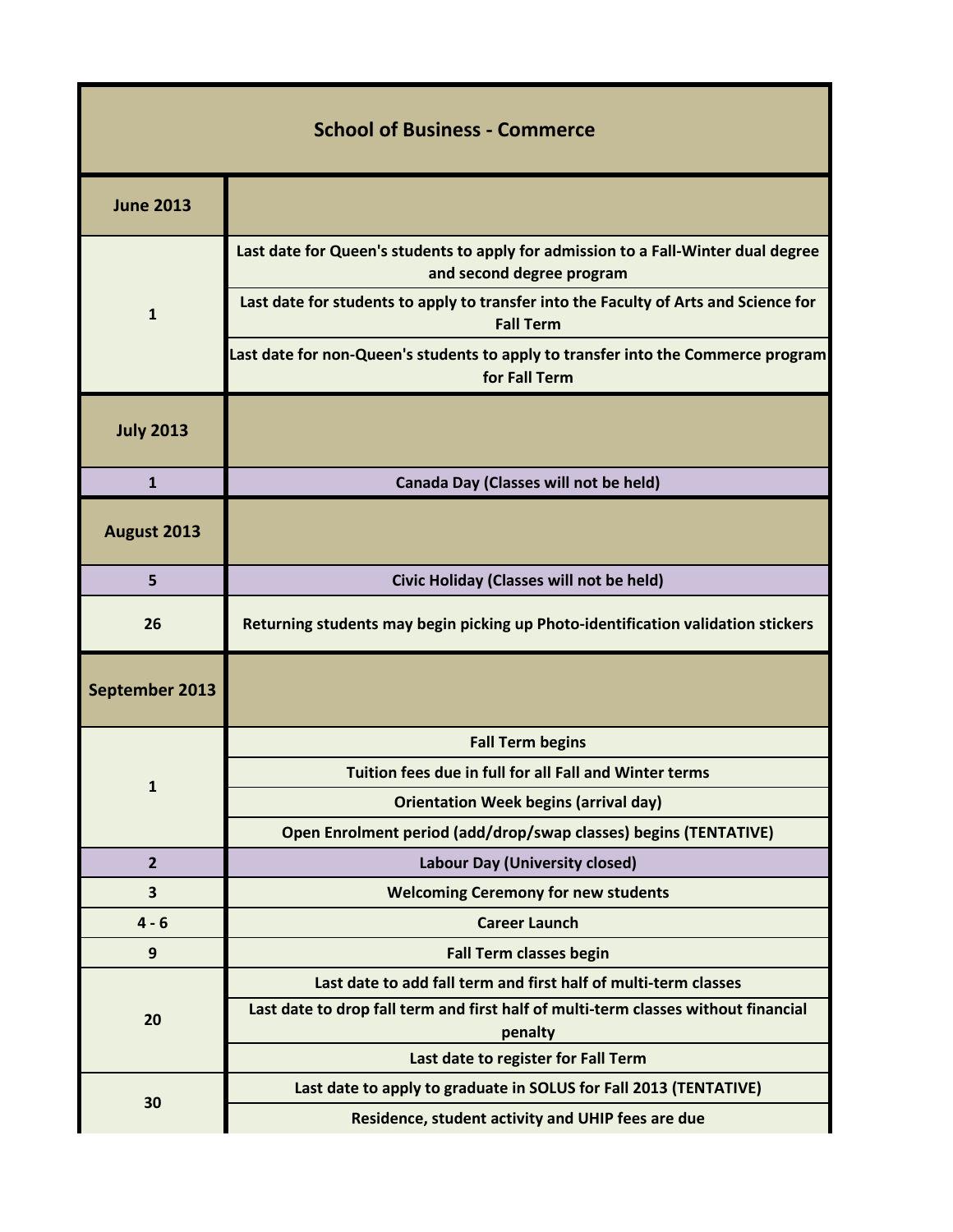# School of Business - Commerce

| June 2013 | |
|---|---|
| 1 | Last date for Queen's students to apply for admission to a Fall-Winter dual degree and second degree program |
| | Last date for students to apply to transfer into the Faculty of Arts and Science for Fall Term |
| | Last date for non-Queen's students to apply to transfer into the Commerce program for Fall Term |
| **July 2013** | |
| 1 | Canada Day (Classes will not be held) |
| **August 2013** | |
| 5 | Civic Holiday (Classes will not be held) |
| 26 | Returning students may begin picking up Photo-identification validation stickers |
| **September 2013** | |
| 1 | Fall Term begins |
| | Tuition fees due in full for all Fall and Winter terms |
| | Orientation Week begins (arrival day) |
| | Open Enrolment period (add/drop/swap classes) begins (TENTATIVE) |
| 2 | Labour Day (University closed) |
| 3 | Welcoming Ceremony for new students |
| 4 - 6 | Career Launch |
| 9 | Fall Term classes begin |
| 20 | Last date to add fall term and first half of multi-term classes |
| | Last date to drop fall term and first half of multi-term classes without financial penalty |
| | Last date to register for Fall Term |
| 30 | Last date to apply to graduate in SOLUS for Fall 2013 (TENTATIVE) |
| | Residence, student activity and UHIP fees are due |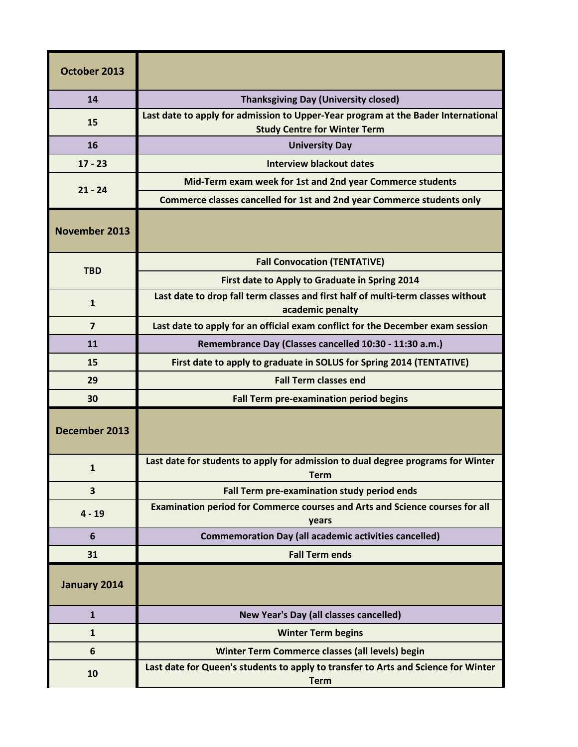| October 2013 | |
|---|---|
| 14 | Thanksgiving Day (University closed) |
| 15 | Last date to apply for admission to Upper-Year program at the Bader International Study Centre for Winter Term |
| 16 | University Day |
| 17 - 23 | Interview blackout dates |
| 21 - 24 | Mid-Term exam week for 1st and 2nd year Commerce students |
| | Commerce classes cancelled for 1st and 2nd year Commerce students only |
| **November 2013** | |
| TBD | Fall Convocation (TENTATIVE) |
| | First date to Apply to Graduate in Spring 2014 |
| 1 | Last date to drop fall term classes and first half of multi-term classes without academic penalty |
| 7 | Last date to apply for an official exam conflict for the December exam session |
| 11 | Remembrance Day (Classes cancelled 10:30 - 11:30 a.m.) |
| 15 | First date to apply to graduate in SOLUS for Spring 2014 (TENTATIVE) |
| 29 | Fall Term classes end |
| 30 | Fall Term pre-examination period begins |
| **December 2013** | |
| 1 | Last date for students to apply for admission to dual degree programs for Winter Term |
| 3 | Fall Term pre-examination study period ends |
| 4 - 19 | Examination period for Commerce courses and Arts and Science courses for all years |
| 6 | Commemoration Day (all academic activities cancelled) |
| 31 | Fall Term ends |
| **January 2014** | |
| 1 | New Year's Day (all classes cancelled) |
| 1 | Winter Term begins |
| 6 | Winter Term Commerce classes (all levels) begin |
| 10 | Last date for Queen's students to apply to transfer to Arts and Science for Winter Term |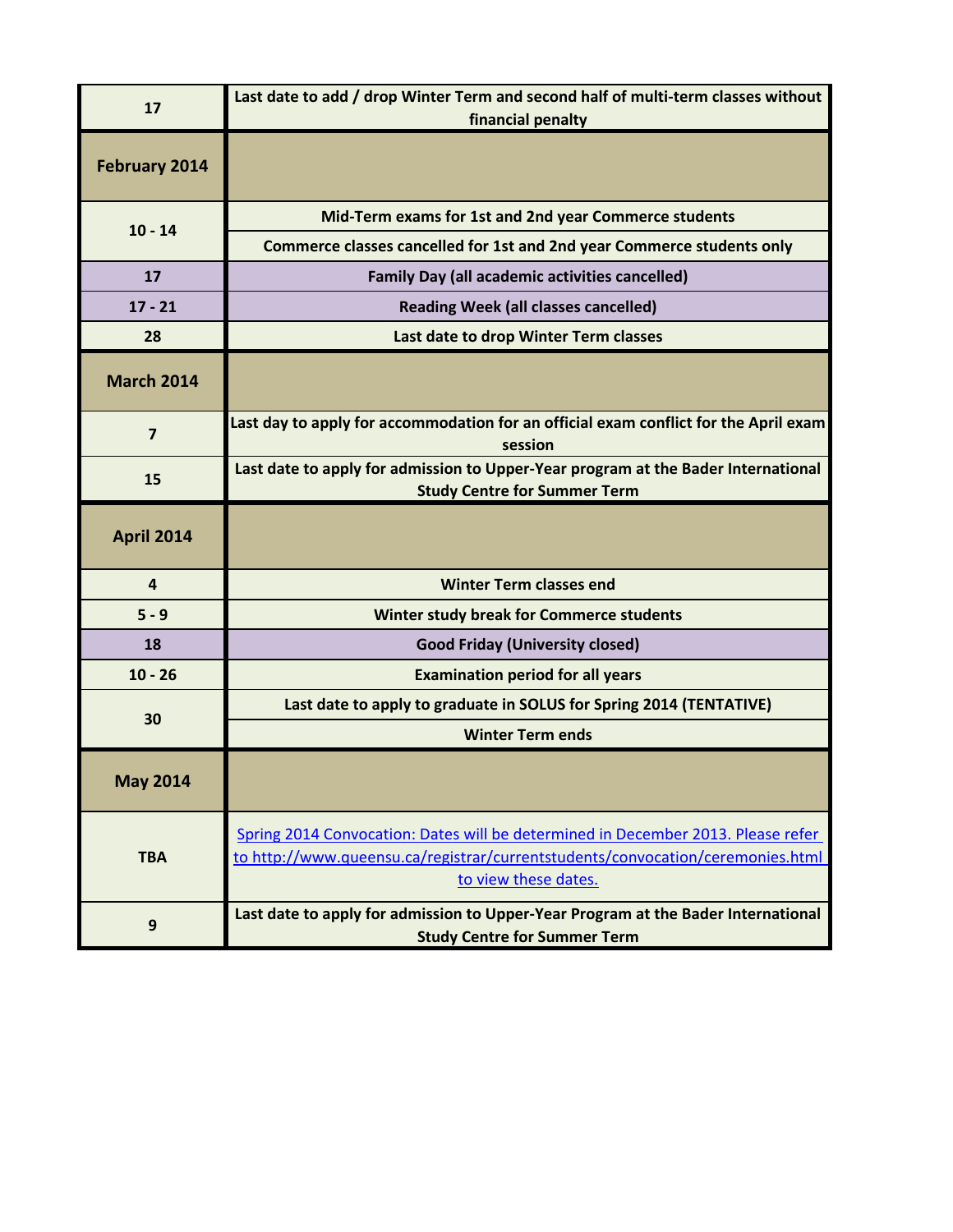| | |
|---|---|
| 17 | Last date to add / drop Winter Term and second half of multi-term classes without financial penalty |
| **February 2014** | |
| 10 - 14 | Mid-Term exams for 1st and 2nd year Commerce students |
| | Commerce classes cancelled for 1st and 2nd year Commerce students only |
| 17 | Family Day (all academic activities cancelled) |
| 17 - 21 | Reading Week (all classes cancelled) |
| 28 | Last date to drop Winter Term classes |
| **March 2014** | |
| 7 | Last day to apply for accommodation for an official exam conflict for the April exam session |
| 15 | Last date to apply for admission to Upper-Year program at the Bader International Study Centre for Summer Term |
| **April 2014** | |
| 4 | Winter Term classes end |
| 5 - 9 | Winter study break for Commerce students |
| 18 | Good Friday (University closed) |
| 10 - 26 | Examination period for all years |
| 30 | Last date to apply to graduate in SOLUS for Spring 2014 (TENTATIVE) |
| | Winter Term ends |
| **May 2014** | |
| TBA | Spring 2014 Convocation: Dates will be determined in December 2013. Please refer to http://www.queensu.ca/registrar/currentstudents/convocation/ceremonies.html to view these dates. |
| 9 | Last date to apply for admission to Upper-Year Program at the Bader International Study Centre for Summer Term |